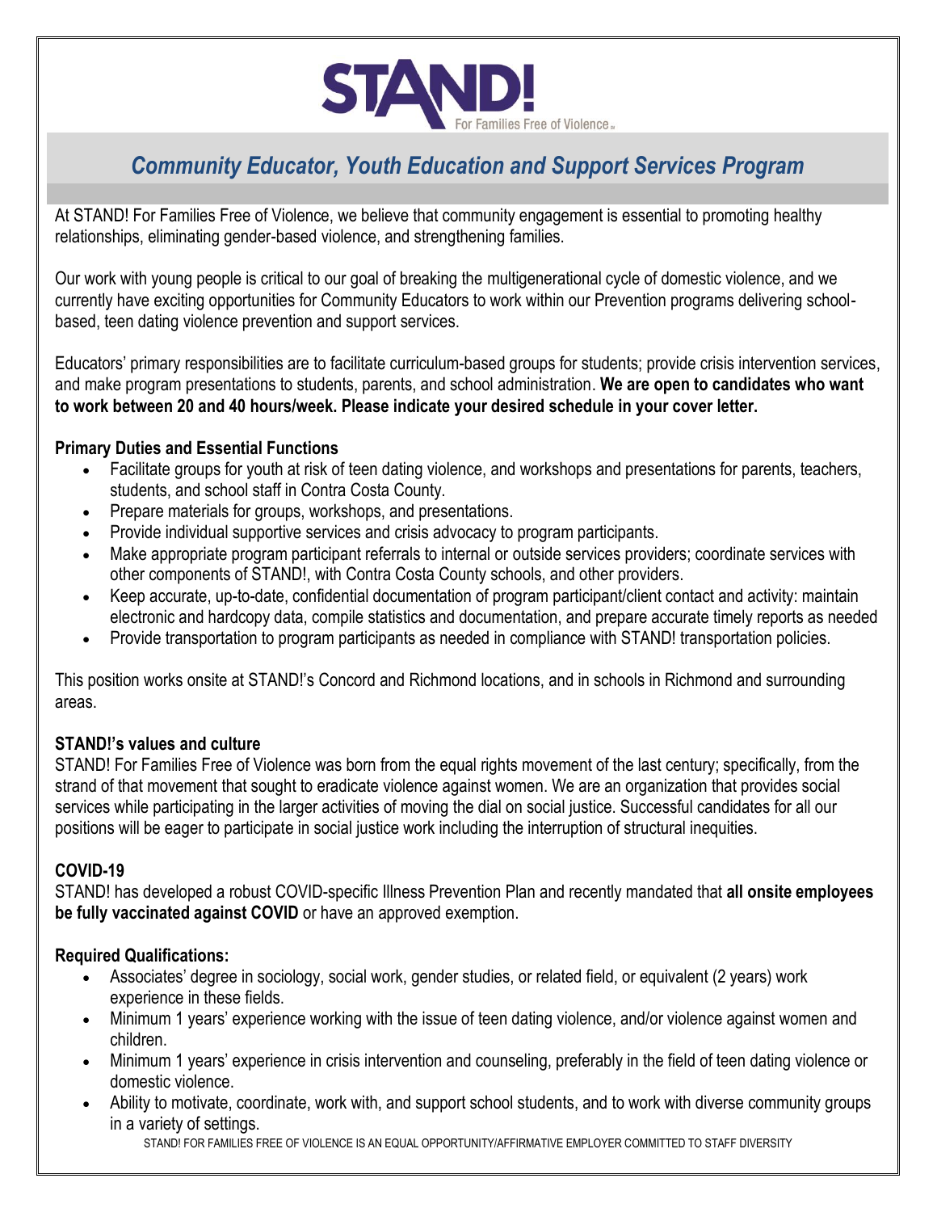STAND! For Families Free of Violence

# *Community Educator, Youth Education and Support Services Program*

At STAND! For Families Free of Violence, we believe that community engagement is essential to promoting healthy relationships, eliminating gender-based violence, and strengthening families.

Our work with young people is critical to our goal of breaking the multigenerational cycle of domestic violence, and we currently have exciting opportunities for Community Educators to work within our Prevention programs delivering school-based, teen dating violence prevention and support services.

Educators' primary responsibilities are to facilitate curriculum-based groups for students; provide crisis intervention services, and make program presentations to students, parents, and school administration. **We are open to candidates who want to work between 20 and 40 hours/week. Please indicate your desired schedule in your cover letter.**

### Primary Duties and Essential Functions

- Facilitate groups for youth at risk of teen dating violence, and workshops and presentations for parents, teachers, students, and school staff in Contra Costa County.
- Prepare materials for groups, workshops, and presentations.
- Provide individual supportive services and crisis advocacy to program participants.
- Make appropriate program participant referrals to internal or outside services providers; coordinate services with other components of STAND!, with Contra Costa County schools, and other providers.
- Keep accurate, up-to-date, confidential documentation of program participant/client contact and activity: maintain electronic and hardcopy data, compile statistics and documentation, and prepare accurate timely reports as needed
- Provide transportation to program participants as needed in compliance with STAND! transportation policies.

This position works onsite at STAND!'s Concord and Richmond locations, and in schools in Richmond and surrounding areas.

### STAND!'s values and culture

STAND! For Families Free of Violence was born from the equal rights movement of the last century; specifically, from the strand of that movement that sought to eradicate violence against women. We are an organization that provides social services while participating in the larger activities of moving the dial on social justice. Successful candidates for all our positions will be eager to participate in social justice work including the interruption of structural inequities.

### COVID-19

STAND! has developed a robust COVID-specific Illness Prevention Plan and recently mandated that **all onsite employees be fully vaccinated against COVID** or have an approved exemption.

### Required Qualifications:

- Associates' degree in sociology, social work, gender studies, or related field, or equivalent (2 years) work experience in these fields.
- Minimum 1 years' experience working with the issue of teen dating violence, and/or violence against women and children.
- Minimum 1 years' experience in crisis intervention and counseling, preferably in the field of teen dating violence or domestic violence.
- Ability to motivate, coordinate, work with, and support school students, and to work with diverse community groups in a variety of settings.

STAND! FOR FAMILIES FREE OF VIOLENCE IS AN EQUAL OPPORTUNITY/AFFIRMATIVE EMPLOYER COMMITTED TO STAFF DIVERSITY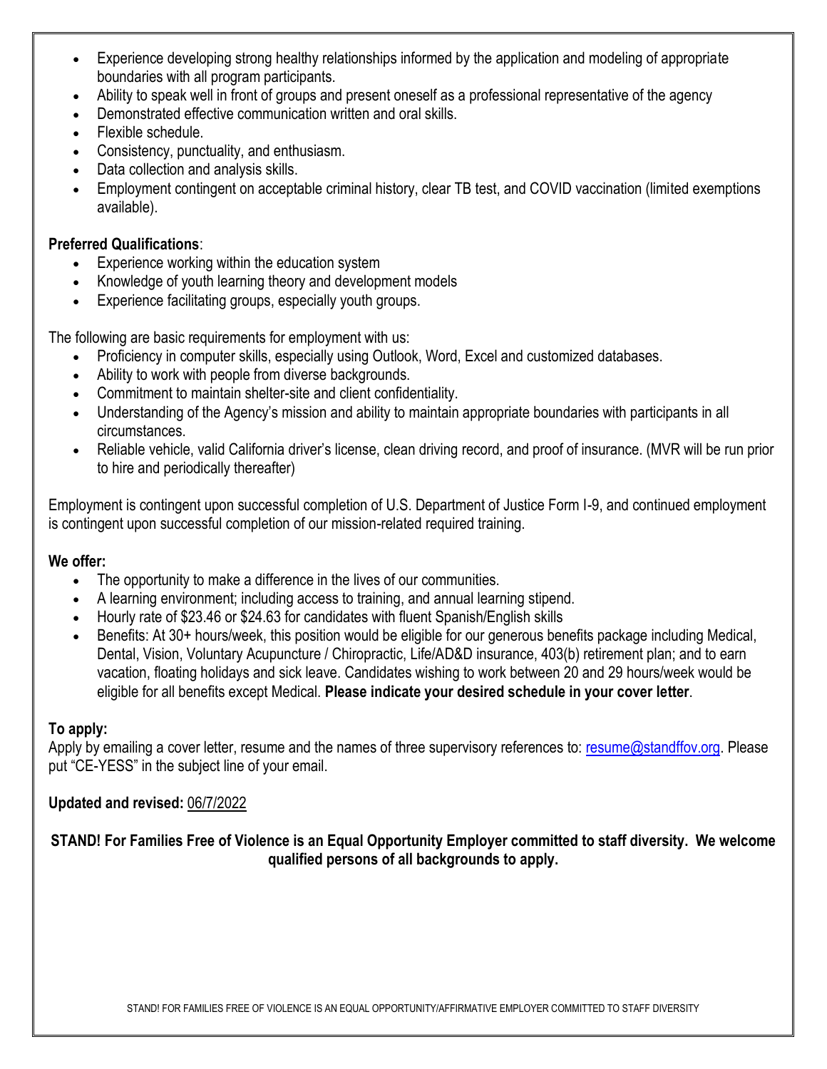- Experience developing strong healthy relationships informed by the application and modeling of appropriate boundaries with all program participants.
- Ability to speak well in front of groups and present oneself as a professional representative of the agency
- Demonstrated effective communication written and oral skills.
- Flexible schedule.
- Consistency, punctuality, and enthusiasm.
- Data collection and analysis skills.
- Employment contingent on acceptable criminal history, clear TB test, and COVID vaccination (limited exemptions available).

**Preferred Qualifications**:

- Experience working within the education system
- Knowledge of youth learning theory and development models
- Experience facilitating groups, especially youth groups.

The following are basic requirements for employment with us:

- Proficiency in computer skills, especially using Outlook, Word, Excel and customized databases.
- Ability to work with people from diverse backgrounds.
- Commitment to maintain shelter-site and client confidentiality.
- Understanding of the Agency's mission and ability to maintain appropriate boundaries with participants in all circumstances.
- Reliable vehicle, valid California driver's license, clean driving record, and proof of insurance. (MVR will be run prior to hire and periodically thereafter)

Employment is contingent upon successful completion of U.S. Department of Justice Form I-9, and continued employment is contingent upon successful completion of our mission-related required training.

**We offer:**

- The opportunity to make a difference in the lives of our communities.
- A learning environment; including access to training, and annual learning stipend.
- Hourly rate of $23.46 or $24.63 for candidates with fluent Spanish/English skills
- Benefits: At 30+ hours/week, this position would be eligible for our generous benefits package including Medical, Dental, Vision, Voluntary Acupuncture / Chiropractic, Life/AD&D insurance, 403(b) retirement plan; and to earn vacation, floating holidays and sick leave. Candidates wishing to work between 20 and 29 hours/week would be eligible for all benefits except Medical. **Please indicate your desired schedule in your cover letter**.

**To apply:**

Apply by emailing a cover letter, resume and the names of three supervisory references to: resume@standffov.org. Please put "CE-YESS" in the subject line of your email.

**Updated and revised:** 06/7/2022

**STAND! For Families Free of Violence is an Equal Opportunity Employer committed to staff diversity. We welcome qualified persons of all backgrounds to apply.**

STAND! FOR FAMILIES FREE OF VIOLENCE IS AN EQUAL OPPORTUNITY/AFFIRMATIVE EMPLOYER COMMITTED TO STAFF DIVERSITY